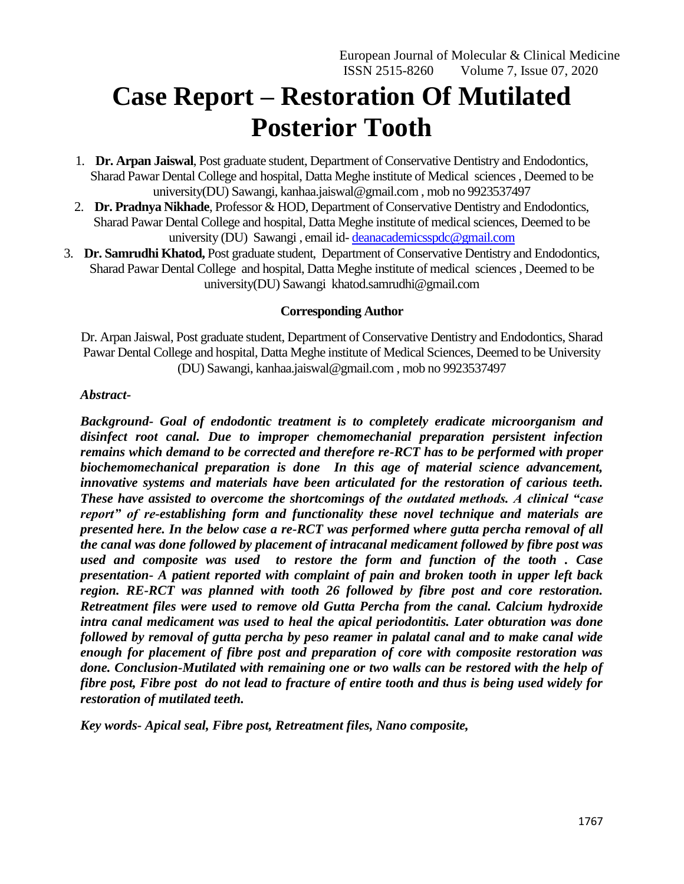# Case Report – Restoration Of Mutilated Posterior Tooth

1. **Dr. Arpan Jaiswal**, Post graduate student, Department of Conservative Dentistry and Endodontics, Sharad Pawar Dental College and hospital, Datta Meghe institute of Medical sciences , Deemed to be university(DU) Sawangi, kanhaa.jaiswal@gmail.com , mob no 9923537497
2. **Dr. Pradnya Nikhade**, Professor & HOD, Department of Conservative Dentistry and Endodontics, Sharad Pawar Dental College and hospital, Datta Meghe institute of medical sciences, Deemed to be university (DU) Sawangi , email id- deanacademicsspdc@gmail.com
3. **Dr. Samrudhi Khatod,** Post graduate student, Department of Conservative Dentistry and Endodontics, Sharad Pawar Dental College and hospital, Datta Meghe institute of medical sciences , Deemed to be university(DU) Sawangi khatod.samrudhi@gmail.com

**Corresponding Author**

Dr. Arpan Jaiswal, Post graduate student, Department of Conservative Dentistry and Endodontics, Sharad Pawar Dental College and hospital, Datta Meghe institute of Medical Sciences, Deemed to be University (DU) Sawangi, kanhaa.jaiswal@gmail.com , mob no 9923537497

***Abstract-***

***Background- Goal of endodontic treatment is to completely eradicate microorganism and disinfect root canal. Due to improper chemomechanial preparation persistent infection remains which demand to be corrected and therefore re-RCT has to be performed with proper biochemomechanical preparation is done In this age of material science advancement, innovative systems and materials have been articulated for the restoration of carious teeth. These have assisted to overcome the shortcomings of the outdated methods. A clinical "case report" of re-establishing form and functionality these novel technique and materials are presented here. In the below case a re-RCT was performed where gutta percha removal of all the canal was done followed by placement of intracanal medicament followed by fibre post was used and composite was used to restore the form and function of the tooth . Case presentation- A patient reported with complaint of pain and broken tooth in upper left back region. RE-RCT was planned with tooth 26 followed by fibre post and core restoration. Retreatment files were used to remove old Gutta Percha from the canal. Calcium hydroxide intra canal medicament was used to heal the apical periodontitis. Later obturation was done followed by removal of gutta percha by peso reamer in palatal canal and to make canal wide enough for placement of fibre post and preparation of core with composite restoration was done. Conclusion-Mutilated with remaining one or two walls can be restored with the help of fibre post, Fibre post do not lead to fracture of entire tooth and thus is being used widely for restoration of mutilated teeth.***

***Key words- Apical seal, Fibre post, Retreatment files, Nano composite,***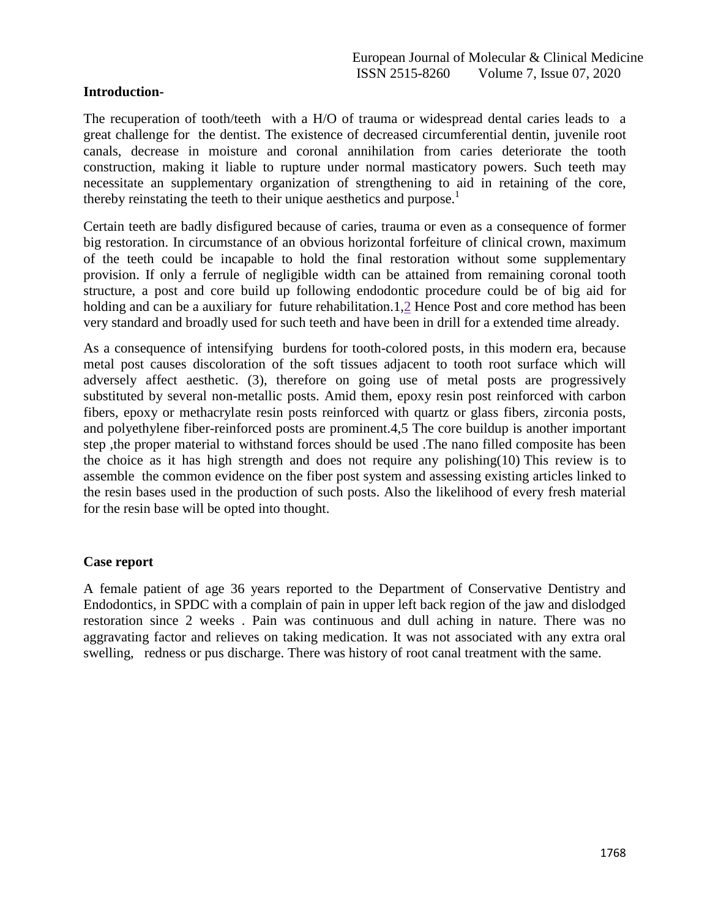## Introduction-

The recuperation of tooth/teeth with a H/O of trauma or widespread dental caries leads to a great challenge for the dentist. The existence of decreased circumferential dentin, juvenile root canals, decrease in moisture and coronal annihilation from caries deteriorate the tooth construction, making it liable to rupture under normal masticatory powers. Such teeth may necessitate an supplementary organization of strengthening to aid in retaining of the core, thereby reinstating the teeth to their unique aesthetics and purpose.[1]

Certain teeth are badly disfigured because of caries, trauma or even as a consequence of former big restoration. In circumstance of an obvious horizontal forfeiture of clinical crown, maximum of the teeth could be incapable to hold the final restoration without some supplementary provision. If only a ferrule of negligible width can be attained from remaining coronal tooth structure, a post and core build up following endodontic procedure could be of big aid for holding and can be a auxiliary for future rehabilitation.1,2 Hence Post and core method has been very standard and broadly used for such teeth and have been in drill for a extended time already.

As a consequence of intensifying burdens for tooth-colored posts, in this modern era, because metal post causes discoloration of the soft tissues adjacent to tooth root surface which will adversely affect aesthetic. (3), therefore on going use of metal posts are progressively substituted by several non-metallic posts. Amid them, epoxy resin post reinforced with carbon fibers, epoxy or methacrylate resin posts reinforced with quartz or glass fibers, zirconia posts, and polyethylene fiber-reinforced posts are prominent.4,5 The core buildup is another important step ,the proper material to withstand forces should be used .The nano filled composite has been the choice as it has high strength and does not require any polishing(10) This review is to assemble the common evidence on the fiber post system and assessing existing articles linked to the resin bases used in the production of such posts. Also the likelihood of every fresh material for the resin base will be opted into thought.

## Case report

A female patient of age 36 years reported to the Department of Conservative Dentistry and Endodontics, in SPDC with a complain of pain in upper left back region of the jaw and dislodged restoration since 2 weeks . Pain was continuous and dull aching in nature. There was no aggravating factor and relieves on taking medication. It was not associated with any extra oral swelling, redness or pus discharge. There was history of root canal treatment with the same.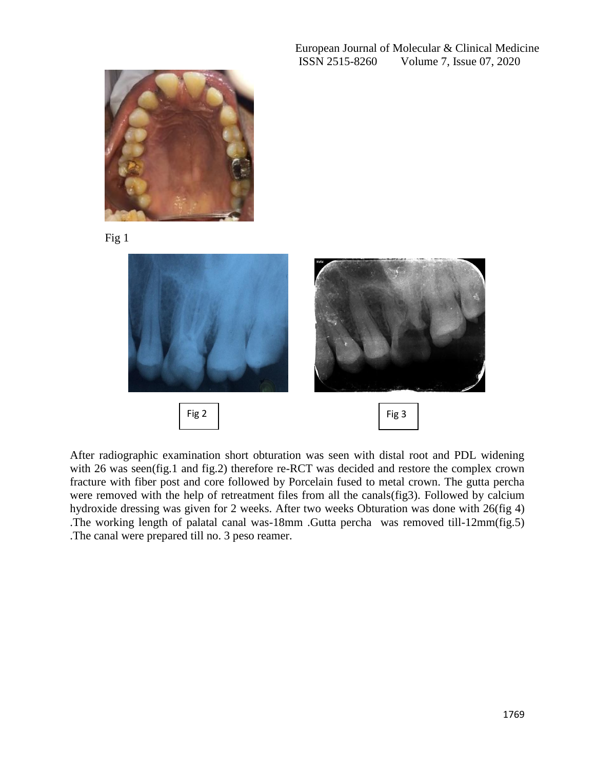Fig 1

Fig 2

Fig 3

After radiographic examination short obturation was seen with distal root and PDL widening with 26 was seen(fig.1 and fig.2) therefore re-RCT was decided and restore the complex crown fracture with fiber post and core followed by Porcelain fused to metal crown. The gutta percha were removed with the help of retreatment files from all the canals(fig3). Followed by calcium hydroxide dressing was given for 2 weeks. After two weeks Obturation was done with 26(fig 4) .The working length of palatal canal was-18mm .Gutta percha was removed till-12mm(fig.5) .The canal were prepared till no. 3 peso reamer.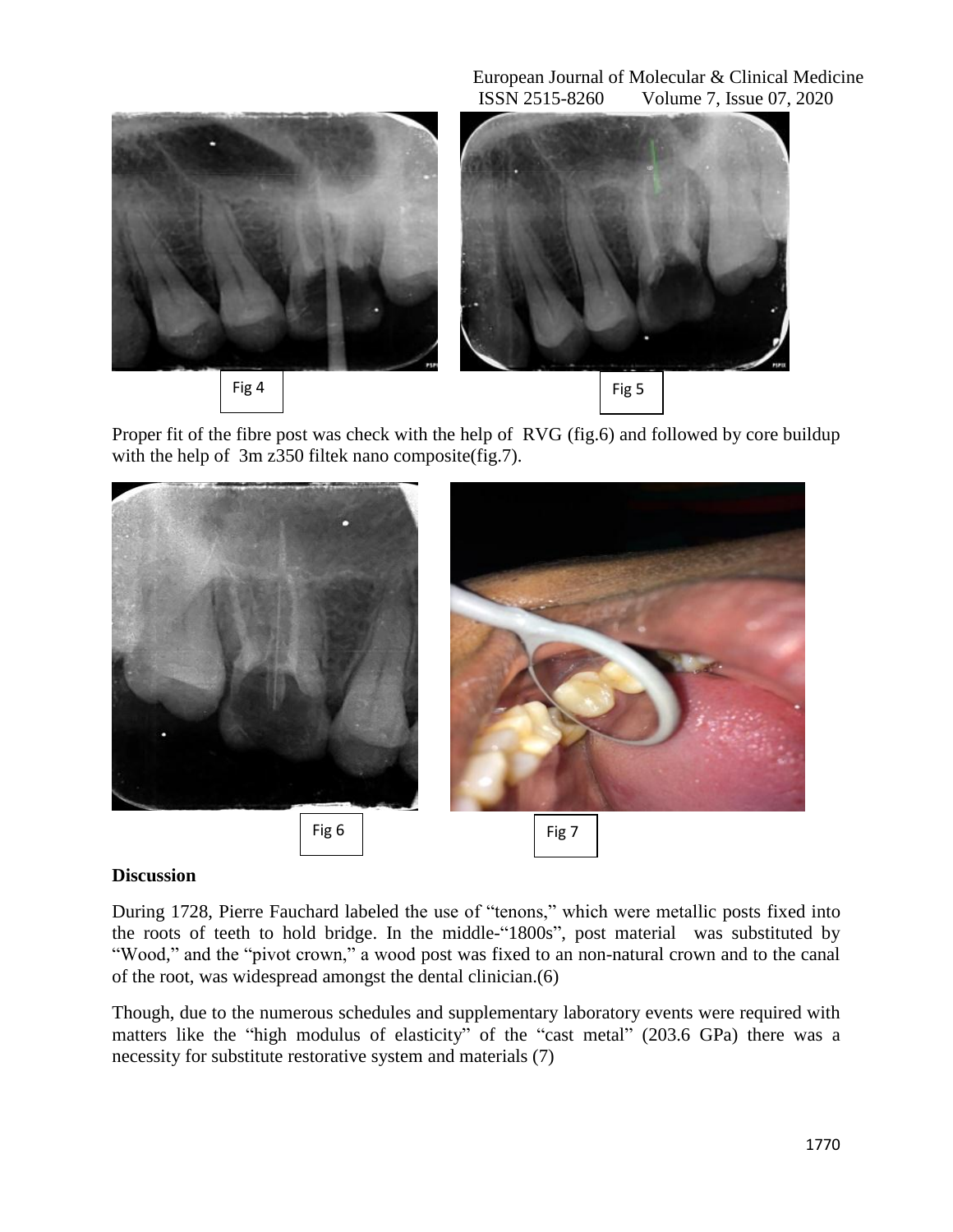Fig 4

Fig 5

Proper fit of the fibre post was check with the help of RVG (fig.6) and followed by core buildup with the help of 3m z350 filtek nano composite(fig.7).

Fig 6

Fig 7

## Discussion

During 1728, Pierre Fauchard labeled the use of "tenons," which were metallic posts fixed into the roots of teeth to hold bridge. In the middle-"1800s", post material was substituted by "Wood," and the "pivot crown," a wood post was fixed to an non-natural crown and to the canal of the root, was widespread amongst the dental clinician.(6)

Though, due to the numerous schedules and supplementary laboratory events were required with matters like the "high modulus of elasticity" of the "cast metal" (203.6 GPa) there was a necessity for substitute restorative system and materials (7)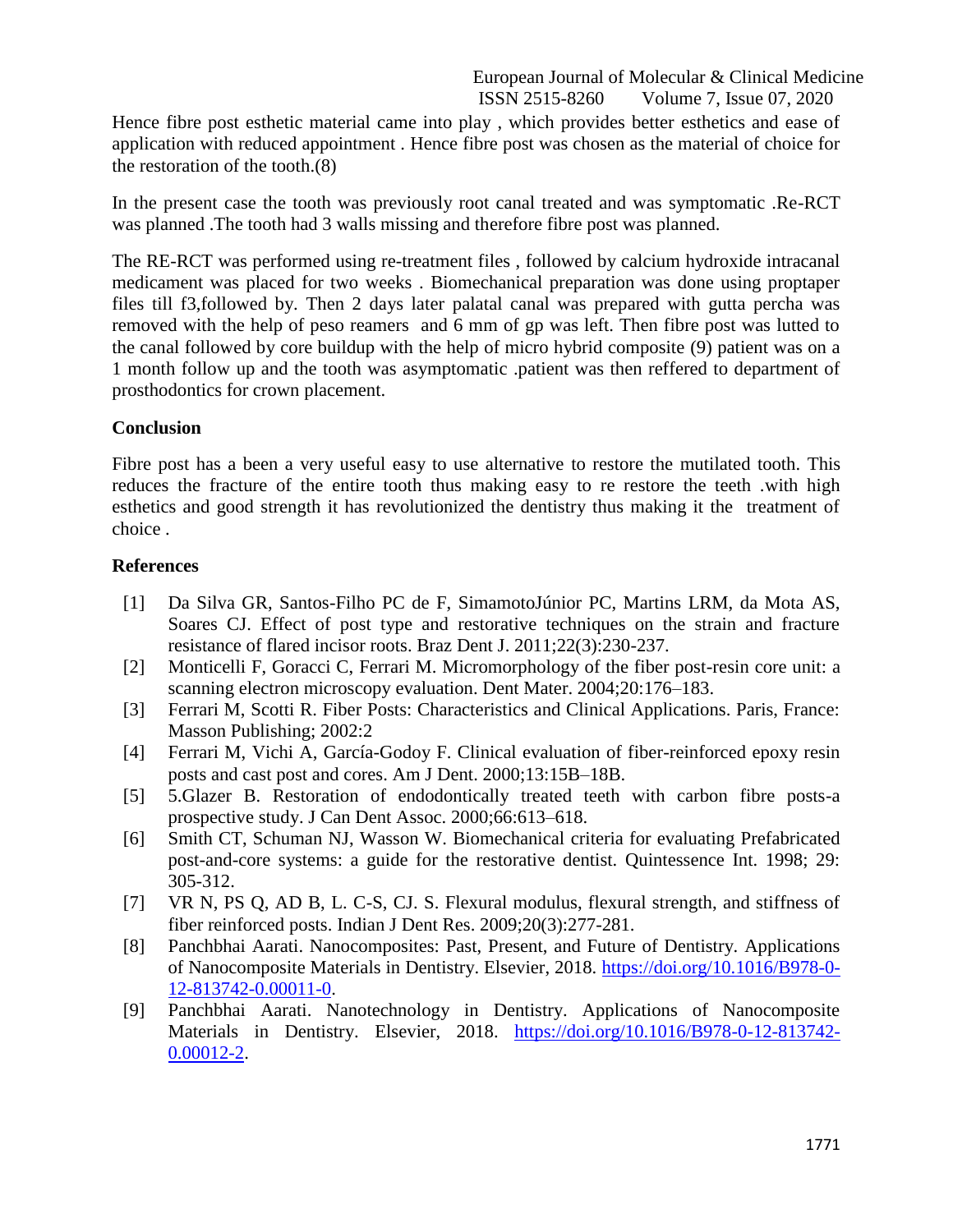Hence fibre post esthetic material came into play , which provides better esthetics and ease of application with reduced appointment . Hence fibre post was chosen as the material of choice for the restoration of the tooth.(8)

In the present case the tooth was previously root canal treated and was symptomatic .Re-RCT was planned .The tooth had 3 walls missing and therefore fibre post was planned.

The RE-RCT was performed using re-treatment files , followed by calcium hydroxide intracanal medicament was placed for two weeks . Biomechanical preparation was done using proptaper files till f3,followed by. Then 2 days later palatal canal was prepared with gutta percha was removed with the help of peso reamers and 6 mm of gp was left. Then fibre post was lutted to the canal followed by core buildup with the help of micro hybrid composite (9) patient was on a 1 month follow up and the tooth was asymptomatic .patient was then reffered to department of prosthodontics for crown placement.

**Conclusion**

Fibre post has a been a very useful easy to use alternative to restore the mutilated tooth. This reduces the fracture of the entire tooth thus making easy to re restore the teeth .with high esthetics and good strength it has revolutionized the dentistry thus making it the treatment of choice .

**References**

[1] Da Silva GR, Santos-Filho PC de F, SimamotoJúnior PC, Martins LRM, da Mota AS, Soares CJ. Effect of post type and restorative techniques on the strain and fracture resistance of flared incisor roots. Braz Dent J. 2011;22(3):230-237.

[2] Monticelli F, Goracci C, Ferrari M. Micromorphology of the fiber post-resin core unit: a scanning electron microscopy evaluation. Dent Mater. 2004;20:176–183.

[3] Ferrari M, Scotti R. Fiber Posts: Characteristics and Clinical Applications. Paris, France: Masson Publishing; 2002:2

[4] Ferrari M, Vichi A, García-Godoy F. Clinical evaluation of fiber-reinforced epoxy resin posts and cast post and cores. Am J Dent. 2000;13:15B–18B.

[5] 5.Glazer B. Restoration of endodontically treated teeth with carbon fibre posts-a prospective study. J Can Dent Assoc. 2000;66:613–618.

[6] Smith CT, Schuman NJ, Wasson W. Biomechanical criteria for evaluating Prefabricated post-and-core systems: a guide for the restorative dentist. Quintessence Int. 1998; 29: 305-312.

[7] VR N, PS Q, AD B, L. C-S, CJ. S. Flexural modulus, flexural strength, and stiffness of fiber reinforced posts. Indian J Dent Res. 2009;20(3):277-281.

[8] Panchbhai Aarati. Nanocomposites: Past, Present, and Future of Dentistry. Applications of Nanocomposite Materials in Dentistry. Elsevier, 2018. https://doi.org/10.1016/B978-0-12-813742-0.00011-0.

[9] Panchbhai Aarati. Nanotechnology in Dentistry. Applications of Nanocomposite Materials in Dentistry. Elsevier, 2018. https://doi.org/10.1016/B978-0-12-813742-0.00012-2.